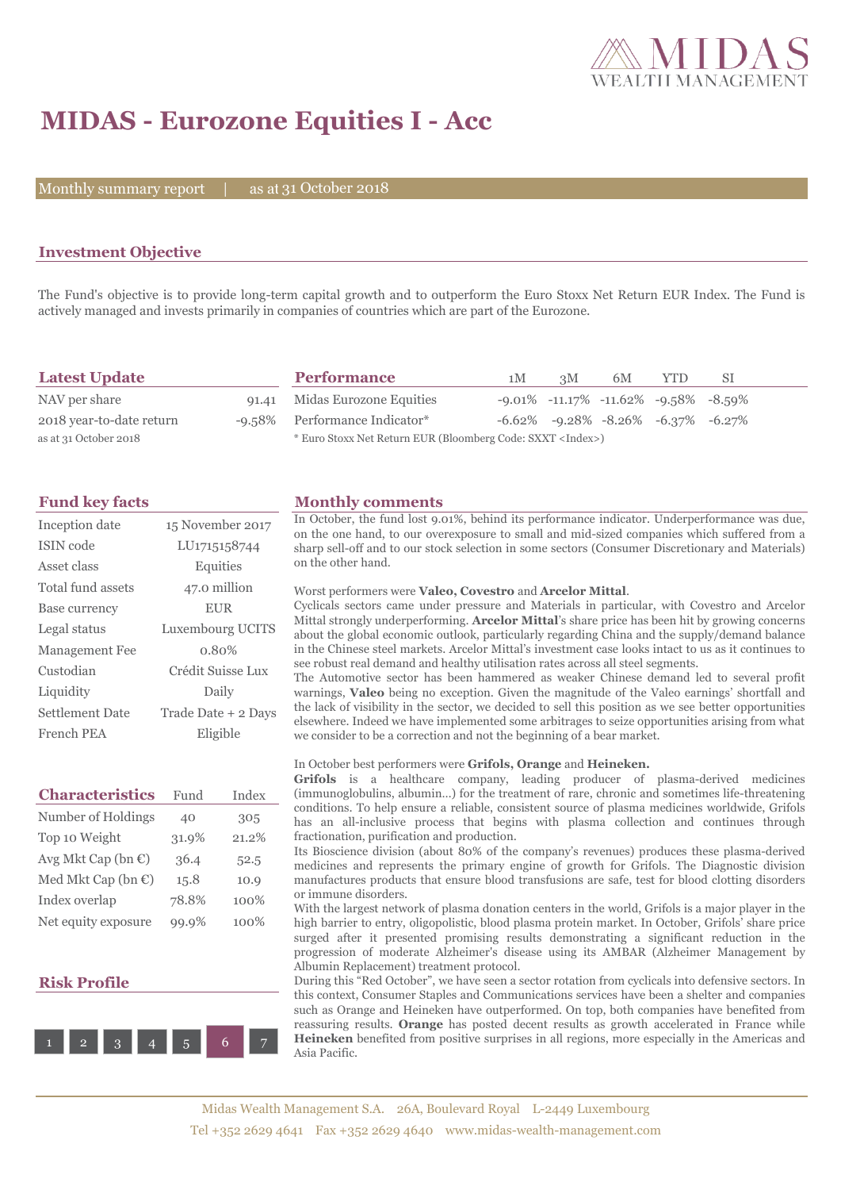# MIDAS - Eurozone Equities I - Acc

Monthly summary report | as at 31 October 2018

## Investment Objective

The Fund's objective is to provide long-term capital growth and to outperform the Euro Stoxx Net Return EUR Index. The Fund is actively managed and invests primarily in companies of countries which are part of the Eurozone.

## Latest Update

| | |
|---|---|
| NAV per share | 91.41 |
| 2018 year-to-date return | -9.58% |

as at 31 October 2018

## Performance

| | 1M | 3M | 6M | YTD | SI |
|---|---|---|---|---|---|
| Midas Eurozone Equities | -9.01% | -11.17% | -11.62% | -9.58% | -8.59% |
| Performance Indicator* | -6.62% | -9.28% | -8.26% | -6.37% | -6.27% |

\* Euro Stoxx Net Return EUR (Bloomberg Code: SXXT <Index>)

## Fund key facts

| | |
|---|---|
| Inception date | 15 November 2017 |
| ISIN code | LU1715158744 |
| Asset class | Equities |
| Total fund assets | 47.0 million |
| Base currency | EUR |
| Legal status | Luxembourg UCITS |
| Management Fee | 0.80% |
| Custodian | Crédit Suisse Lux |
| Liquidity | Daily |
| Settlement Date | Trade Date + 2 Days |
| French PEA | Eligible |

## Characteristics

| | Fund | Index |
|---|---|---|
| Number of Holdings | 40 | 305 |
| Top 10 Weight | 31.9% | 21.2% |
| Avg Mkt Cap (bn €) | 36.4 | 52.5 |
| Med Mkt Cap (bn €) | 15.8 | 10.9 |
| Index overlap | 78.8% | 100% |
| Net equity exposure | 99.9% | 100% |

## Risk Profile

1 2 3 4 5 **6** 7

## Monthly comments

In October, the fund lost 9.01%, behind its performance indicator. Underperformance was due, on the one hand, to our overexposure to small and mid-sized companies which suffered from a sharp sell-off and to our stock selection in some sectors (Consumer Discretionary and Materials) on the other hand.

Worst performers were **Valeo, Covestro** and **Arcelor Mittal**.

Cyclicals sectors came under pressure and Materials in particular, with Covestro and Arcelor Mittal strongly underperforming. **Arcelor Mittal**'s share price has been hit by growing concerns about the global economic outlook, particularly regarding China and the supply/demand balance in the Chinese steel markets. Arcelor Mittal's investment case looks intact to us as it continues to see robust real demand and healthy utilisation rates across all steel segments.

The Automotive sector has been hammered as weaker Chinese demand led to several profit warnings, **Valeo** being no exception. Given the magnitude of the Valeo earnings' shortfall and the lack of visibility in the sector, we decided to sell this position as we see better opportunities elsewhere. Indeed we have implemented some arbitrages to seize opportunities arising from what we consider to be a correction and not the beginning of a bear market.

In October best performers were **Grifols, Orange** and **Heineken.**

**Grifols** is a healthcare company, leading producer of plasma-derived medicines (immunoglobulins, albumin...) for the treatment of rare, chronic and sometimes life-threatening conditions. To help ensure a reliable, consistent source of plasma medicines worldwide, Grifols has an all-inclusive process that begins with plasma collection and continues through fractionation, purification and production.

Its Bioscience division (about 80% of the company's revenues) produces these plasma-derived medicines and represents the primary engine of growth for Grifols. The Diagnostic division manufactures products that ensure blood transfusions are safe, test for blood clotting disorders or immune disorders.

With the largest network of plasma donation centers in the world, Grifols is a major player in the high barrier to entry, oligopolistic, blood plasma protein market. In October, Grifols' share price surged after it presented promising results demonstrating a significant reduction in the progression of moderate Alzheimer's disease using its AMBAR (Alzheimer Management by Albumin Replacement) treatment protocol.

During this "Red October", we have seen a sector rotation from cyclicals into defensive sectors. In this context, Consumer Staples and Communications services have been a shelter and companies such as Orange and Heineken have outperformed. On top, both companies have benefited from reassuring results. **Orange** has posted decent results as growth accelerated in France while **Heineken** benefited from positive surprises in all regions, more especially in the Americas and Asia Pacific.

Midas Wealth Management S.A. 26A, Boulevard Royal L-2449 Luxembourg
Tel +352 2629 4641 Fax +352 2629 4640 www.midas-wealth-management.com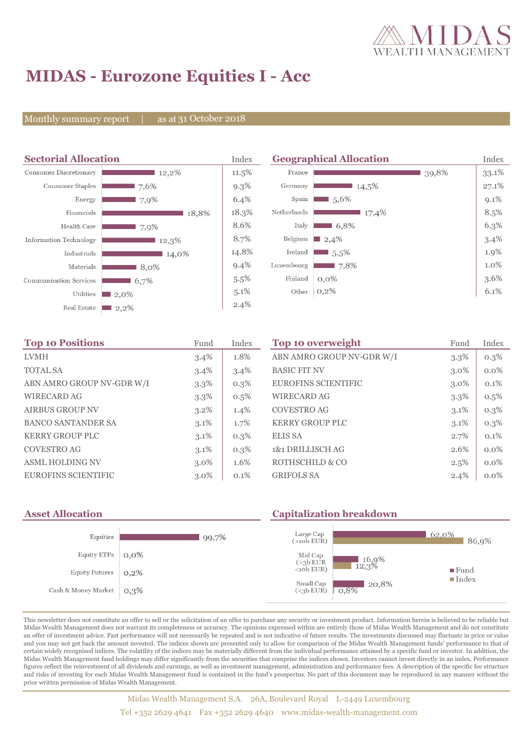# MIDAS - Eurozone Equities I - Acc

Monthly summary report | as at 31 October 2018

## Sectorial Allocation

Index

Consumer Discretionary 12,2% 11.5%
Consumer Staples 7,6% 9.3%
Energy 7,9% 6.4%
Financials 18,8% 18.3%
Health Care 7,9% 8.6%
Information Technology 12,3% 8.7%
Industrials 14,0% 14.8%
Materials 8,0% 9.4%
Communication Services 6,7% 5.5%
Utilities 2,0% 5.1%
Real Estate 2,2% 2.4%

## Geographical Allocation

Index

France 39,8% 33.1%
Germany 14,5% 27.1%
Spain 5,6% 9.1%
Netherlands 17,4% 8.5%
Italy 6,8% 6.3%
Belgium 2,4% 3.4%
Ireland 5,5% 1.9%
Luxembourg 7,8% 1.0%
Finland 0,0% 3.6%
Other 0,2% 6.1%

## Top 10 Positions

| Top 10 Positions | Fund | Index |
|---|---|---|
| LVMH | 3.4% | 1.8% |
| TOTAL SA | 3.4% | 3.4% |
| ABN AMRO GROUP NV-GDR W/I | 3.3% | 0.3% |
| WIRECARD AG | 3.3% | 0.5% |
| AIRBUS GROUP NV | 3.2% | 1.4% |
| BANCO SANTANDER SA | 3.1% | 1.7% |
| KERRY GROUP PLC | 3.1% | 0.3% |
| COVESTRO AG | 3.1% | 0.3% |
| ASML HOLDING NV | 3.0% | 1.6% |
| EUROFINS SCIENTIFIC | 3.0% | 0.1% |

## Top 10 overweight

| Top 10 overweight | Fund | Index |
|---|---|---|
| ABN AMRO GROUP NV-GDR W/I | 3.3% | 0.3% |
| BASIC FIT NV | 3.0% | 0.0% |
| EUROFINS SCIENTIFIC | 3.0% | 0.1% |
| WIRECARD AG | 3.3% | 0.5% |
| COVESTRO AG | 3.1% | 0.3% |
| KERRY GROUP PLC | 3.1% | 0.3% |
| ELIS SA | 2.7% | 0.1% |
| 1&1 DRILLISCH AG | 2.6% | 0.0% |
| ROTHSCHILD & CO | 2.5% | 0.0% |
| GRIFOLS SA | 2.4% | 0.0% |

## Asset Allocation

Equities 99,7%
Equity ETFs 0,0%
Equity Futures 0,2%
Cash & Money Market 0,3%

## Capitalization breakdown

Large Cap (>10b EUR) 62,0% 86,9%
Mid Cap (>3b EUR <10b EUR) 16,9% 12,3%
Small Cap (<3b EUR) 20,8% 0,8%

Fund
Index

This newsletter does not constitute an offer to sell or the solicitation of an offer to purchase any security or investment product. Information herein is believed to be reliable but Midas Wealth Management does not warrant its completeness or accuracy. The opinions expressed within are entirely those of Midas Wealth Management and do not constitute an offer of investment advice. Past performance will not necessarily be repeated and is not indicative of future results. The investments discussed may fluctuate in price or value and you may not get back the amount invested. The indices shown are presented only to allow for comparison of the Midas Wealth Management funds' performance to that of certain widely recognised indices. The volatility of the indices may be materially different from the individual performance attained by a specific fund or investor. In addition, the Midas Wealth Management fund holdings may differ significantly from the securities that comprise the indices shown. Investors cannot invest directly in an index. Performance figures reflect the reinvestment of all dividends and earnings, as well as investment management, administration and performance fees. A description of the specific fee structure and risks of investing for each Midas Wealth Management fund is contained in the fund's prospectus. No part of this document may be reproduced in any manner without the prior written permission of Midas Wealth Management.

Midas Wealth Management S.A. 26A, Boulevard Royal L-2449 Luxembourg
Tel +352 2629 4641 Fax +352 2629 4640 www.midas-wealth-management.com